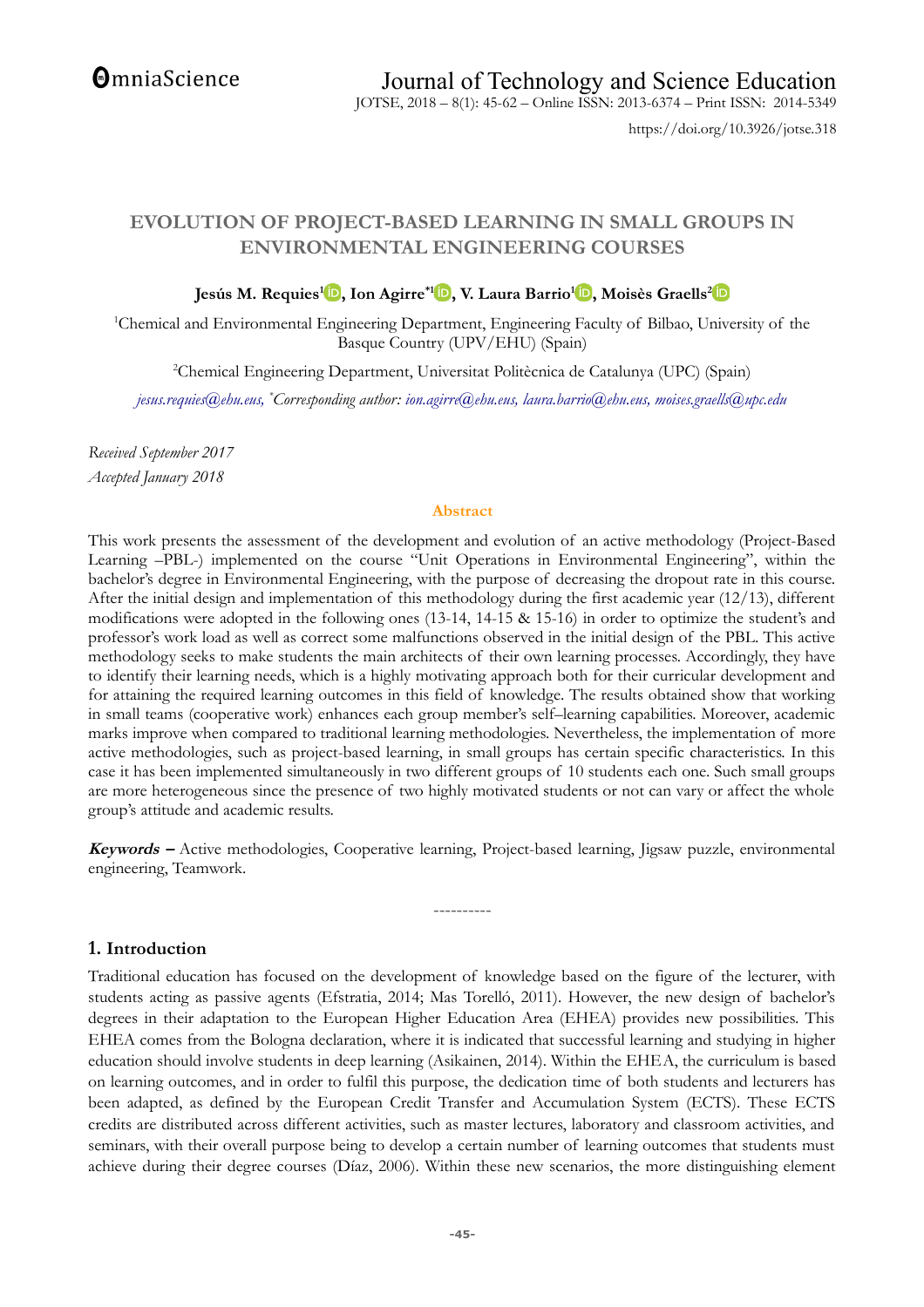# EVOLUTION OF PROJECT-BASED LEARNING IN SMALL GROUPS IN ENVIRONMENTAL ENGINEERING COURSES

**Jesús M. Requies[1], Ion Agirre*[1], V. Laura Barrio[1], Moisès Graells[2]**

[1]Chemical and Environmental Engineering Department, Engineering Faculty of Bilbao, University of the Basque Country (UPV/EHU) (Spain)

[2]Chemical Engineering Department, Universitat Politècnica de Catalunya (UPC) (Spain)

*jesus.requies@ehu.eus, \*Corresponding author: ion.agirre@ehu.eus, laura.barrio@ehu.eus, moises.graells@upc.edu*

*Received September 2017*

*Accepted January 2018*

## Abstract

This work presents the assessment of the development and evolution of an active methodology (Project-Based Learning –PBL-) implemented on the course "Unit Operations in Environmental Engineering", within the bachelor's degree in Environmental Engineering, with the purpose of decreasing the dropout rate in this course. After the initial design and implementation of this methodology during the first academic year (12/13), different modifications were adopted in the following ones (13-14, 14-15 & 15-16) in order to optimize the student's and professor's work load as well as correct some malfunctions observed in the initial design of the PBL. This active methodology seeks to make students the main architects of their own learning processes. Accordingly, they have to identify their learning needs, which is a highly motivating approach both for their curricular development and for attaining the required learning outcomes in this field of knowledge. The results obtained show that working in small teams (cooperative work) enhances each group member's self–learning capabilities. Moreover, academic marks improve when compared to traditional learning methodologies. Nevertheless, the implementation of more active methodologies, such as project-based learning, in small groups has certain specific characteristics. In this case it has been implemented simultaneously in two different groups of 10 students each one. Such small groups are more heterogeneous since the presence of two highly motivated students or not can vary or affect the whole group's attitude and academic results.

***Keywords –*** Active methodologies, Cooperative learning, Project-based learning, Jigsaw puzzle, environmental engineering, Teamwork.

----------

## 1. Introduction

Traditional education has focused on the development of knowledge based on the figure of the lecturer, with students acting as passive agents (Efstratia, 2014; Mas Torelló, 2011). However, the new design of bachelor's degrees in their adaptation to the European Higher Education Area (EHEA) provides new possibilities. This EHEA comes from the Bologna declaration, where it is indicated that successful learning and studying in higher education should involve students in deep learning (Asikainen, 2014). Within the EHEA, the curriculum is based on learning outcomes, and in order to fulfil this purpose, the dedication time of both students and lecturers has been adapted, as defined by the European Credit Transfer and Accumulation System (ECTS). These ECTS credits are distributed across different activities, such as master lectures, laboratory and classroom activities, and seminars, with their overall purpose being to develop a certain number of learning outcomes that students must achieve during their degree courses (Díaz, 2006). Within these new scenarios, the more distinguishing element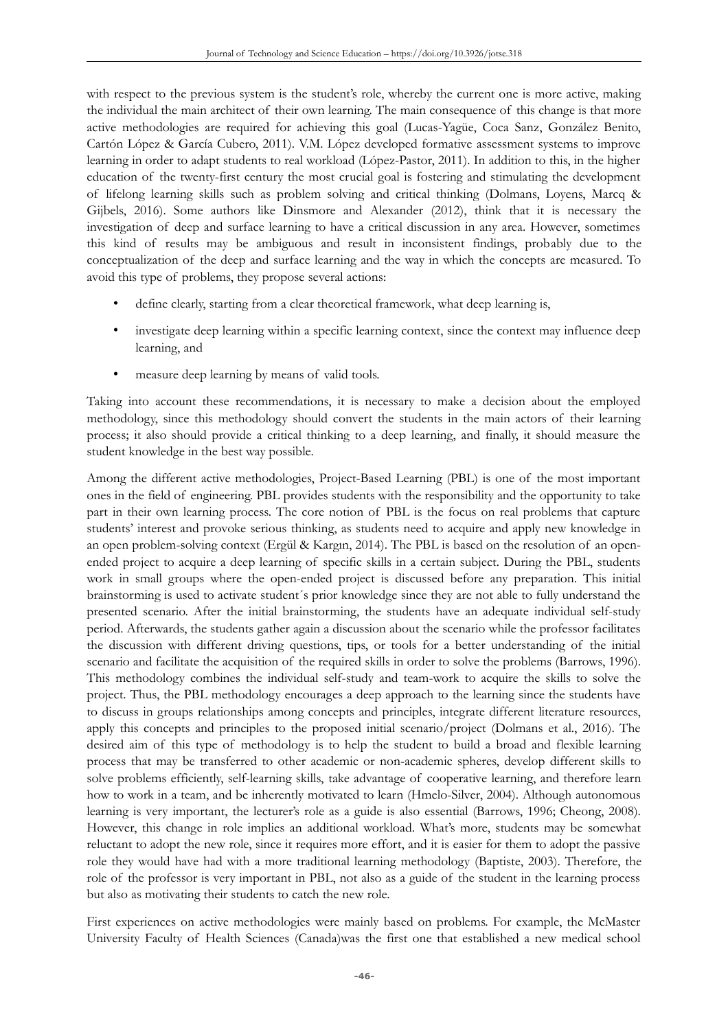with respect to the previous system is the student's role, whereby the current one is more active, making the individual the main architect of their own learning. The main consequence of this change is that more active methodologies are required for achieving this goal (Lucas-Yagüe, Coca Sanz, González Benito, Cartón López & García Cubero, 2011). V.M. López developed formative assessment systems to improve learning in order to adapt students to real workload (López-Pastor, 2011). In addition to this, in the higher education of the twenty-first century the most crucial goal is fostering and stimulating the development of lifelong learning skills such as problem solving and critical thinking (Dolmans, Loyens, Marcq & Gijbels, 2016). Some authors like Dinsmore and Alexander (2012), think that it is necessary the investigation of deep and surface learning to have a critical discussion in any area. However, sometimes this kind of results may be ambiguous and result in inconsistent findings, probably due to the conceptualization of the deep and surface learning and the way in which the concepts are measured. To avoid this type of problems, they propose several actions:

- define clearly, starting from a clear theoretical framework, what deep learning is,
- investigate deep learning within a specific learning context, since the context may influence deep learning, and
- measure deep learning by means of valid tools.

Taking into account these recommendations, it is necessary to make a decision about the employed methodology, since this methodology should convert the students in the main actors of their learning process; it also should provide a critical thinking to a deep learning, and finally, it should measure the student knowledge in the best way possible.

Among the different active methodologies, Project-Based Learning (PBL) is one of the most important ones in the field of engineering. PBL provides students with the responsibility and the opportunity to take part in their own learning process. The core notion of PBL is the focus on real problems that capture students' interest and provoke serious thinking, as students need to acquire and apply new knowledge in an open problem-solving context (Ergül & Kargın, 2014). The PBL is based on the resolution of an open-ended project to acquire a deep learning of specific skills in a certain subject. During the PBL, students work in small groups where the open-ended project is discussed before any preparation. This initial brainstorming is used to activate student´s prior knowledge since they are not able to fully understand the presented scenario. After the initial brainstorming, the students have an adequate individual self-study period. Afterwards, the students gather again a discussion about the scenario while the professor facilitates the discussion with different driving questions, tips, or tools for a better understanding of the initial scenario and facilitate the acquisition of the required skills in order to solve the problems (Barrows, 1996). This methodology combines the individual self-study and team-work to acquire the skills to solve the project. Thus, the PBL methodology encourages a deep approach to the learning since the students have to discuss in groups relationships among concepts and principles, integrate different literature resources, apply this concepts and principles to the proposed initial scenario/project (Dolmans et al., 2016). The desired aim of this type of methodology is to help the student to build a broad and flexible learning process that may be transferred to other academic or non-academic spheres, develop different skills to solve problems efficiently, self-learning skills, take advantage of cooperative learning, and therefore learn how to work in a team, and be inherently motivated to learn (Hmelo-Silver, 2004). Although autonomous learning is very important, the lecturer's role as a guide is also essential (Barrows, 1996; Cheong, 2008). However, this change in role implies an additional workload. What's more, students may be somewhat reluctant to adopt the new role, since it requires more effort, and it is easier for them to adopt the passive role they would have had with a more traditional learning methodology (Baptiste, 2003). Therefore, the role of the professor is very important in PBL, not also as a guide of the student in the learning process but also as motivating their students to catch the new role.

First experiences on active methodologies were mainly based on problems. For example, the McMaster University Faculty of Health Sciences (Canada)was the first one that established a new medical school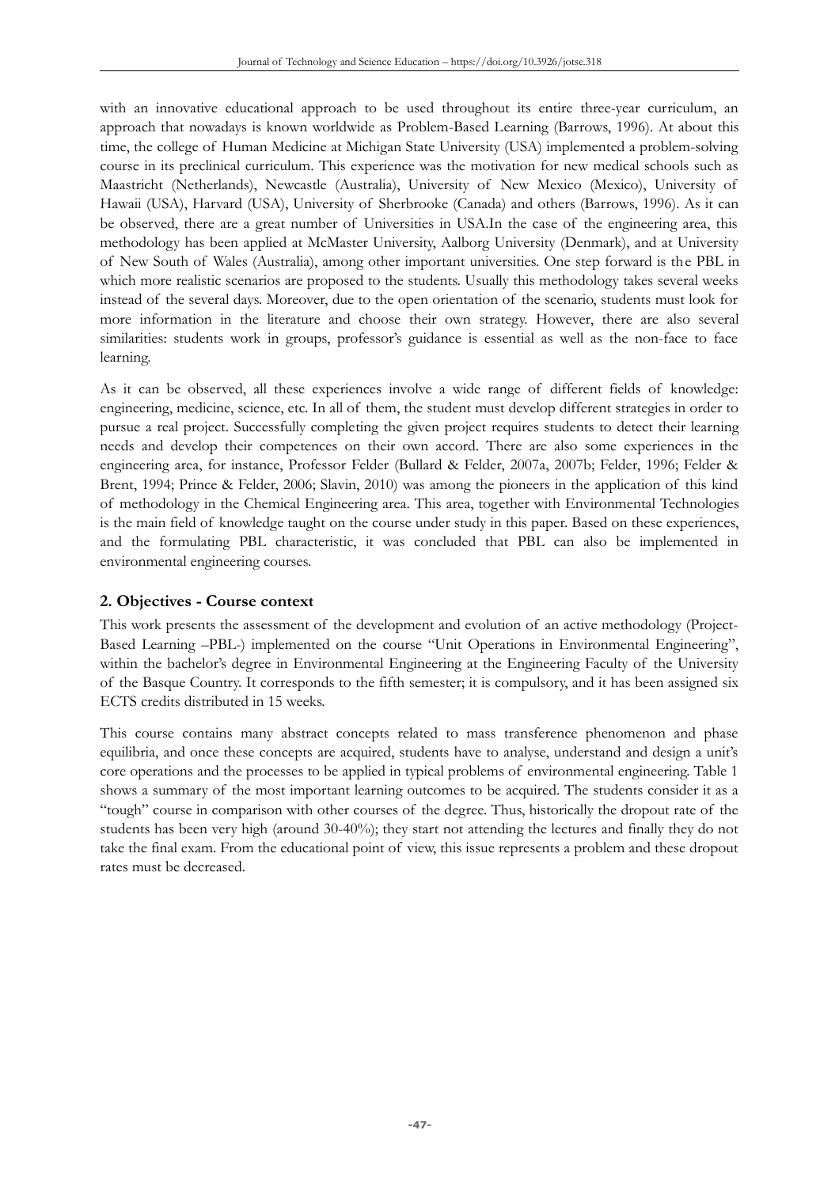with an innovative educational approach to be used throughout its entire three-year curriculum, an approach that nowadays is known worldwide as Problem-Based Learning (Barrows, 1996). At about this time, the college of Human Medicine at Michigan State University (USA) implemented a problem-solving course in its preclinical curriculum. This experience was the motivation for new medical schools such as Maastricht (Netherlands), Newcastle (Australia), University of New Mexico (Mexico), University of Hawaii (USA), Harvard (USA), University of Sherbrooke (Canada) and others (Barrows, 1996). As it can be observed, there are a great number of Universities in USA.In the case of the engineering area, this methodology has been applied at McMaster University, Aalborg University (Denmark), and at University of New South of Wales (Australia), among other important universities. One step forward is the PBL in which more realistic scenarios are proposed to the students. Usually this methodology takes several weeks instead of the several days. Moreover, due to the open orientation of the scenario, students must look for more information in the literature and choose their own strategy. However, there are also several similarities: students work in groups, professor's guidance is essential as well as the non-face to face learning.

As it can be observed, all these experiences involve a wide range of different fields of knowledge: engineering, medicine, science, etc. In all of them, the student must develop different strategies in order to pursue a real project. Successfully completing the given project requires students to detect their learning needs and develop their competences on their own accord. There are also some experiences in the engineering area, for instance, Professor Felder (Bullard & Felder, 2007a, 2007b; Felder, 1996; Felder & Brent, 1994; Prince & Felder, 2006; Slavin, 2010) was among the pioneers in the application of this kind of methodology in the Chemical Engineering area. This area, together with Environmental Technologies is the main field of knowledge taught on the course under study in this paper. Based on these experiences, and the formulating PBL characteristic, it was concluded that PBL can also be implemented in environmental engineering courses.

## 2. Objectives - Course context

This work presents the assessment of the development and evolution of an active methodology (Project-Based Learning –PBL-) implemented on the course "Unit Operations in Environmental Engineering", within the bachelor's degree in Environmental Engineering at the Engineering Faculty of the University of the Basque Country. It corresponds to the fifth semester; it is compulsory, and it has been assigned six ECTS credits distributed in 15 weeks.

This course contains many abstract concepts related to mass transference phenomenon and phase equilibria, and once these concepts are acquired, students have to analyse, understand and design a unit's core operations and the processes to be applied in typical problems of environmental engineering. Table 1 shows a summary of the most important learning outcomes to be acquired. The students consider it as a "tough" course in comparison with other courses of the degree. Thus, historically the dropout rate of the students has been very high (around 30-40%); they start not attending the lectures and finally they do not take the final exam. From the educational point of view, this issue represents a problem and these dropout rates must be decreased.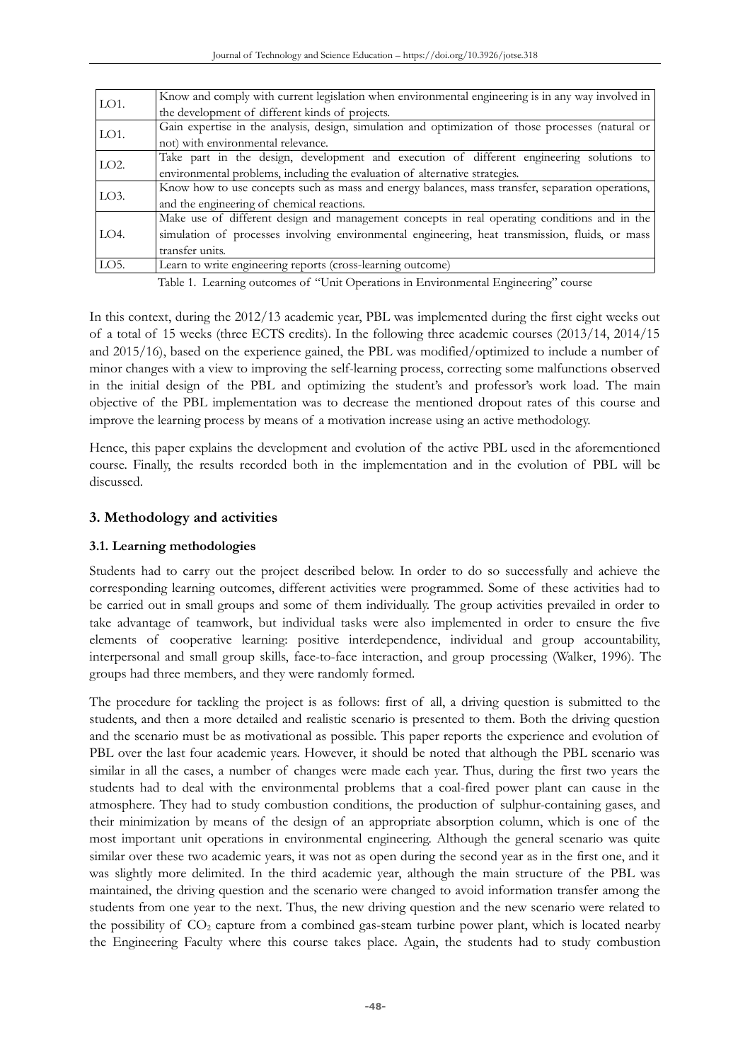| | |
|---|---|
| LO1. | Know and comply with current legislation when environmental engineering is in any way involved in the development of different kinds of projects. |
| LO1. | Gain expertise in the analysis, design, simulation and optimization of those processes (natural or not) with environmental relevance. |
| LO2. | Take part in the design, development and execution of different engineering solutions to environmental problems, including the evaluation of alternative strategies. |
| LO3. | Know how to use concepts such as mass and energy balances, mass transfer, separation operations, and the engineering of chemical reactions. |
| LO4. | Make use of different design and management concepts in real operating conditions and in the simulation of processes involving environmental engineering, heat transmission, fluids, or mass transfer units. |
| LO5. | Learn to write engineering reports (cross-learning outcome) |

Table 1. Learning outcomes of "Unit Operations in Environmental Engineering" course

In this context, during the 2012/13 academic year, PBL was implemented during the first eight weeks out of a total of 15 weeks (three ECTS credits). In the following three academic courses (2013/14, 2014/15 and 2015/16), based on the experience gained, the PBL was modified/optimized to include a number of minor changes with a view to improving the self-learning process, correcting some malfunctions observed in the initial design of the PBL and optimizing the student's and professor's work load. The main objective of the PBL implementation was to decrease the mentioned dropout rates of this course and improve the learning process by means of a motivation increase using an active methodology.

Hence, this paper explains the development and evolution of the active PBL used in the aforementioned course. Finally, the results recorded both in the implementation and in the evolution of PBL will be discussed.

## 3. Methodology and activities

### 3.1. Learning methodologies

Students had to carry out the project described below. In order to do so successfully and achieve the corresponding learning outcomes, different activities were programmed. Some of these activities had to be carried out in small groups and some of them individually. The group activities prevailed in order to take advantage of teamwork, but individual tasks were also implemented in order to ensure the five elements of cooperative learning: positive interdependence, individual and group accountability, interpersonal and small group skills, face-to-face interaction, and group processing (Walker, 1996). The groups had three members, and they were randomly formed.

The procedure for tackling the project is as follows: first of all, a driving question is submitted to the students, and then a more detailed and realistic scenario is presented to them. Both the driving question and the scenario must be as motivational as possible. This paper reports the experience and evolution of PBL over the last four academic years. However, it should be noted that although the PBL scenario was similar in all the cases, a number of changes were made each year. Thus, during the first two years the students had to deal with the environmental problems that a coal-fired power plant can cause in the atmosphere. They had to study combustion conditions, the production of sulphur-containing gases, and their minimization by means of the design of an appropriate absorption column, which is one of the most important unit operations in environmental engineering. Although the general scenario was quite similar over these two academic years, it was not as open during the second year as in the first one, and it was slightly more delimited. In the third academic year, although the main structure of the PBL was maintained, the driving question and the scenario were changed to avoid information transfer among the students from one year to the next. Thus, the new driving question and the new scenario were related to the possibility of $CO_2$ capture from a combined gas-steam turbine power plant, which is located nearby the Engineering Faculty where this course takes place. Again, the students had to study combustion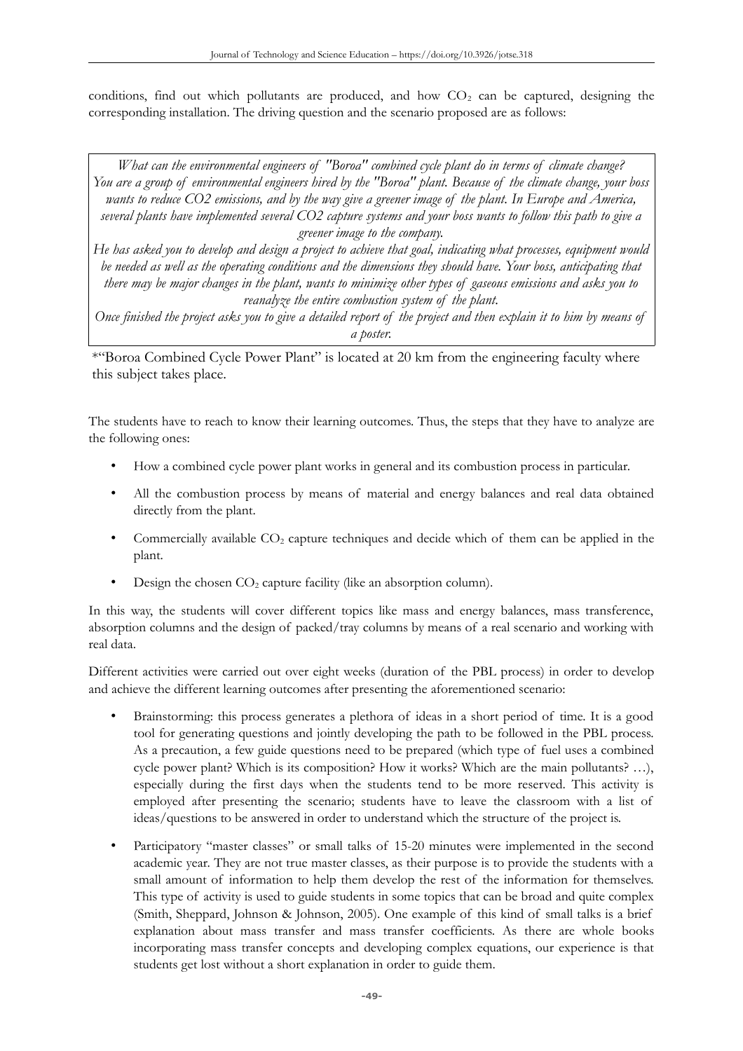conditions, find out which pollutants are produced, and how $CO_2$ can be captured, designing the corresponding installation. The driving question and the scenario proposed are as follows:

> *What can the environmental engineers of "Boroa" combined cycle plant do in terms of climate change? You are a group of environmental engineers hired by the "Boroa" plant. Because of the climate change, your boss wants to reduce CO2 emissions, and by the way give a greener image of the plant. In Europe and America, several plants have implemented several CO2 capture systems and your boss wants to follow this path to give a greener image to the company.*
>
> *He has asked you to develop and design a project to achieve that goal, indicating what processes, equipment would be needed as well as the operating conditions and the dimensions they should have. Your boss, anticipating that there may be major changes in the plant, wants to minimize other types of gaseous emissions and asks you to reanalyze the entire combustion system of the plant.*
>
> *Once finished the project asks you to give a detailed report of the project and then explain it to him by means of a poster.*

*"Boroa Combined Cycle Power Plant" is located at 20 km from the engineering faculty where this subject takes place.

The students have to reach to know their learning outcomes. Thus, the steps that they have to analyze are the following ones:

- How a combined cycle power plant works in general and its combustion process in particular.
- All the combustion process by means of material and energy balances and real data obtained directly from the plant.
- Commercially available $CO_2$ capture techniques and decide which of them can be applied in the plant.
- Design the chosen $CO_2$ capture facility (like an absorption column).

In this way, the students will cover different topics like mass and energy balances, mass transference, absorption columns and the design of packed/tray columns by means of a real scenario and working with real data.

Different activities were carried out over eight weeks (duration of the PBL process) in order to develop and achieve the different learning outcomes after presenting the aforementioned scenario:

- Brainstorming: this process generates a plethora of ideas in a short period of time. It is a good tool for generating questions and jointly developing the path to be followed in the PBL process. As a precaution, a few guide questions need to be prepared (which type of fuel uses a combined cycle power plant? Which is its composition? How it works? Which are the main pollutants? …), especially during the first days when the students tend to be more reserved. This activity is employed after presenting the scenario; students have to leave the classroom with a list of ideas/questions to be answered in order to understand which the structure of the project is.
- Participatory "master classes" or small talks of 15-20 minutes were implemented in the second academic year. They are not true master classes, as their purpose is to provide the students with a small amount of information to help them develop the rest of the information for themselves. This type of activity is used to guide students in some topics that can be broad and quite complex (Smith, Sheppard, Johnson & Johnson, 2005). One example of this kind of small talks is a brief explanation about mass transfer and mass transfer coefficients. As there are whole books incorporating mass transfer concepts and developing complex equations, our experience is that students get lost without a short explanation in order to guide them.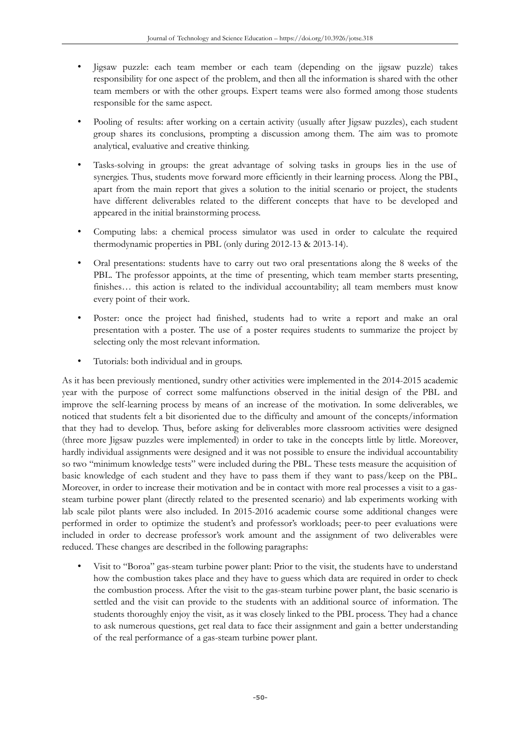- Jigsaw puzzle: each team member or each team (depending on the jigsaw puzzle) takes responsibility for one aspect of the problem, and then all the information is shared with the other team members or with the other groups. Expert teams were also formed among those students responsible for the same aspect.

- Pooling of results: after working on a certain activity (usually after Jigsaw puzzles), each student group shares its conclusions, prompting a discussion among them. The aim was to promote analytical, evaluative and creative thinking.

- Tasks-solving in groups: the great advantage of solving tasks in groups lies in the use of synergies. Thus, students move forward more efficiently in their learning process. Along the PBL, apart from the main report that gives a solution to the initial scenario or project, the students have different deliverables related to the different concepts that have to be developed and appeared in the initial brainstorming process.

- Computing labs: a chemical process simulator was used in order to calculate the required thermodynamic properties in PBL (only during 2012-13 & 2013-14).

- Oral presentations: students have to carry out two oral presentations along the 8 weeks of the PBL. The professor appoints, at the time of presenting, which team member starts presenting, finishes… this action is related to the individual accountability; all team members must know every point of their work.

- Poster: once the project had finished, students had to write a report and make an oral presentation with a poster. The use of a poster requires students to summarize the project by selecting only the most relevant information.

- Tutorials: both individual and in groups.

As it has been previously mentioned, sundry other activities were implemented in the 2014-2015 academic year with the purpose of correct some malfunctions observed in the initial design of the PBL and improve the self-learning process by means of an increase of the motivation. In some deliverables, we noticed that students felt a bit disoriented due to the difficulty and amount of the concepts/information that they had to develop. Thus, before asking for deliverables more classroom activities were designed (three more Jigsaw puzzles were implemented) in order to take in the concepts little by little. Moreover, hardly individual assignments were designed and it was not possible to ensure the individual accountability so two "minimum knowledge tests" were included during the PBL. These tests measure the acquisition of basic knowledge of each student and they have to pass them if they want to pass/keep on the PBL. Moreover, in order to increase their motivation and be in contact with more real processes a visit to a gas-steam turbine power plant (directly related to the presented scenario) and lab experiments working with lab scale pilot plants were also included. In 2015-2016 academic course some additional changes were performed in order to optimize the student's and professor's workloads; peer-to peer evaluations were included in order to decrease professor's work amount and the assignment of two deliverables were reduced. These changes are described in the following paragraphs:

- Visit to "Boroa" gas-steam turbine power plant: Prior to the visit, the students have to understand how the combustion takes place and they have to guess which data are required in order to check the combustion process. After the visit to the gas-steam turbine power plant, the basic scenario is settled and the visit can provide to the students with an additional source of information. The students thoroughly enjoy the visit, as it was closely linked to the PBL process. They had a chance to ask numerous questions, get real data to face their assignment and gain a better understanding of the real performance of a gas-steam turbine power plant.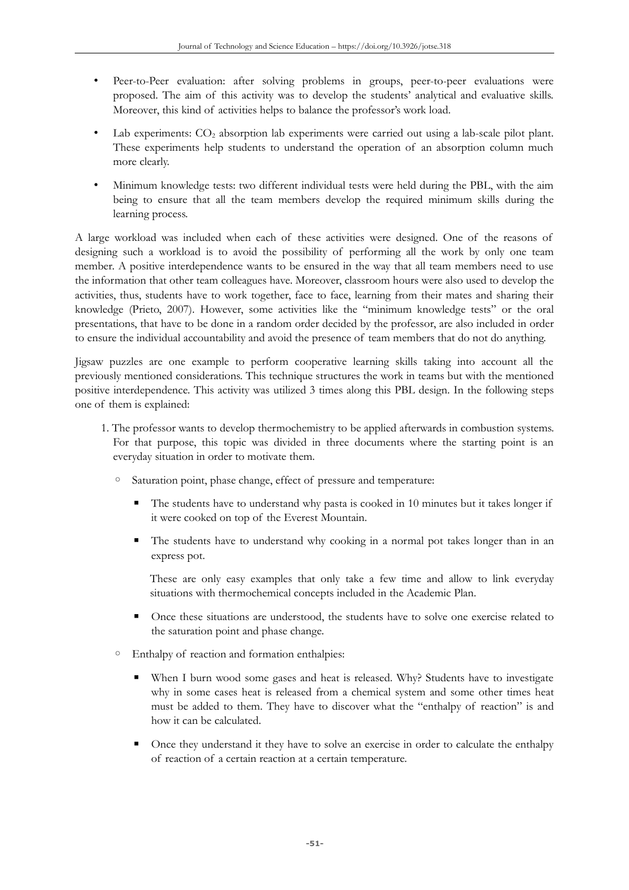- Peer-to-Peer evaluation: after solving problems in groups, peer-to-peer evaluations were proposed. The aim of this activity was to develop the students' analytical and evaluative skills. Moreover, this kind of activities helps to balance the professor's work load.
- Lab experiments: $CO_2$ absorption lab experiments were carried out using a lab-scale pilot plant. These experiments help students to understand the operation of an absorption column much more clearly.
- Minimum knowledge tests: two different individual tests were held during the PBL, with the aim being to ensure that all the team members develop the required minimum skills during the learning process.

A large workload was included when each of these activities were designed. One of the reasons of designing such a workload is to avoid the possibility of performing all the work by only one team member. A positive interdependence wants to be ensured in the way that all team members need to use the information that other team colleagues have. Moreover, classroom hours were also used to develop the activities, thus, students have to work together, face to face, learning from their mates and sharing their knowledge (Prieto, 2007). However, some activities like the "minimum knowledge tests" or the oral presentations, that have to be done in a random order decided by the professor, are also included in order to ensure the individual accountability and avoid the presence of team members that do not do anything.

Jigsaw puzzles are one example to perform cooperative learning skills taking into account all the previously mentioned considerations. This technique structures the work in teams but with the mentioned positive interdependence. This activity was utilized 3 times along this PBL design. In the following steps one of them is explained:

1. The professor wants to develop thermochemistry to be applied afterwards in combustion systems. For that purpose, this topic was divided in three documents where the starting point is an everyday situation in order to motivate them.
   - Saturation point, phase change, effect of pressure and temperature:
     - The students have to understand why pasta is cooked in 10 minutes but it takes longer if it were cooked on top of the Everest Mountain.
     - The students have to understand why cooking in a normal pot takes longer than in an express pot.

       These are only easy examples that only take a few time and allow to link everyday situations with thermochemical concepts included in the Academic Plan.
     - Once these situations are understood, the students have to solve one exercise related to the saturation point and phase change.
   - Enthalpy of reaction and formation enthalpies:
     - When I burn wood some gases and heat is released. Why? Students have to investigate why in some cases heat is released from a chemical system and some other times heat must be added to them. They have to discover what the "enthalpy of reaction" is and how it can be calculated.
     - Once they understand it they have to solve an exercise in order to calculate the enthalpy of reaction of a certain reaction at a certain temperature.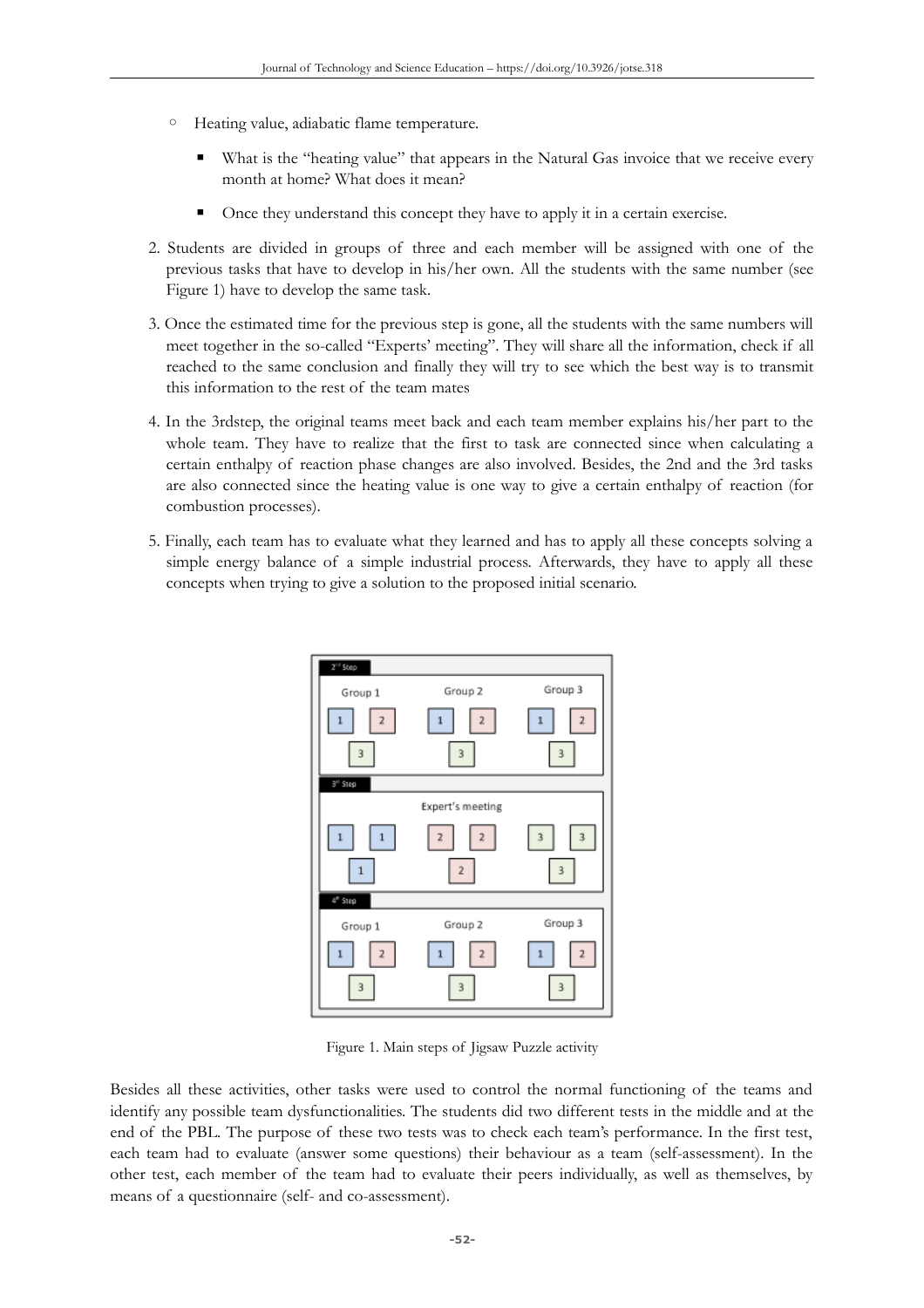- Heating value, adiabatic flame temperature.
    - What is the "heating value" that appears in the Natural Gas invoice that we receive every month at home? What does it mean?
    - Once they understand this concept they have to apply it in a certain exercise.

2. Students are divided in groups of three and each member will be assigned with one of the previous tasks that have to develop in his/her own. All the students with the same number (see Figure 1) have to develop the same task.
3. Once the estimated time for the previous step is gone, all the students with the same numbers will meet together in the so-called "Experts' meeting". They will share all the information, check if all reached to the same conclusion and finally they will try to see which the best way is to transmit this information to the rest of the team mates
4. In the 3rdstep, the original teams meet back and each team member explains his/her part to the whole team. They have to realize that the first to task are connected since when calculating a certain enthalpy of reaction phase changes are also involved. Besides, the 2nd and the 3rd tasks are also connected since the heating value is one way to give a certain enthalpy of reaction (for combustion processes).
5. Finally, each team has to evaluate what they learned and has to apply all these concepts solving a simple energy balance of a simple industrial process. Afterwards, they have to apply all these concepts when trying to give a solution to the proposed initial scenario.

2nd Step

Group 1 Group 2 Group 3

1 2 3 1 2 3 1 2 3

3rd Step

Expert's meeting

1 1 1 2 2 2 3 3 3

4th Step

Group 1 Group 2 Group 3

1 2 3 1 2 3 1 2 3

Figure 1. Main steps of Jigsaw Puzzle activity

Besides all these activities, other tasks were used to control the normal functioning of the teams and identify any possible team dysfunctionalities. The students did two different tests in the middle and at the end of the PBL. The purpose of these two tests was to check each team's performance. In the first test, each team had to evaluate (answer some questions) their behaviour as a team (self-assessment). In the other test, each member of the team had to evaluate their peers individually, as well as themselves, by means of a questionnaire (self- and co-assessment).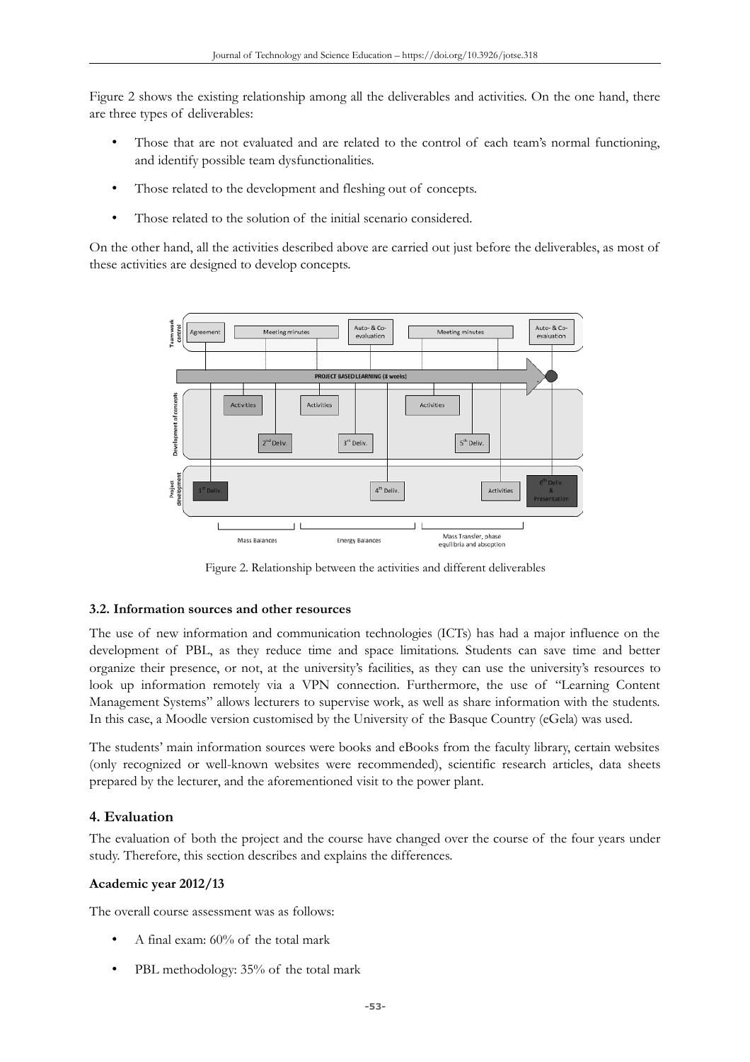Figure 2 shows the existing relationship among all the deliverables and activities. On the one hand, there are three types of deliverables:

- Those that are not evaluated and are related to the control of each team's normal functioning, and identify possible team dysfunctionalities.
- Those related to the development and fleshing out of concepts.
- Those related to the solution of the initial scenario considered.

On the other hand, all the activities described above are carried out just before the deliverables, as most of these activities are designed to develop concepts.

Team work control

Agreement

Meeting minutes

Auto- & Co-evaluation

Meeting minutes

Auto- & Co-evaluation

PROJECT BASED LEARNING (8 weeks)

Development of concepts

Activities

Activities

Activities

2nd Deliv.

3rd Deliv.

5th Deliv.

Project development

1st Deliv.

4th Deliv.

Activities

6th Deliv. & Presentation

Mass Balances

Energy Balances

Mass Transfer, phase equilibria and absorption

Figure 2. Relationship between the activities and different deliverables

### 3.2. Information sources and other resources

The use of new information and communication technologies (ICTs) has had a major influence on the development of PBL, as they reduce time and space limitations. Students can save time and better organize their presence, or not, at the university's facilities, as they can use the university's resources to look up information remotely via a VPN connection. Furthermore, the use of "Learning Content Management Systems" allows lecturers to supervise work, as well as share information with the students. In this case, a Moodle version customised by the University of the Basque Country (eGela) was used.

The students' main information sources were books and eBooks from the faculty library, certain websites (only recognized or well-known websites were recommended), scientific research articles, data sheets prepared by the lecturer, and the aforementioned visit to the power plant.

## 4. Evaluation

The evaluation of both the project and the course have changed over the course of the four years under study. Therefore, this section describes and explains the differences.

### Academic year 2012/13

The overall course assessment was as follows:

- A final exam: 60% of the total mark
- PBL methodology: 35% of the total mark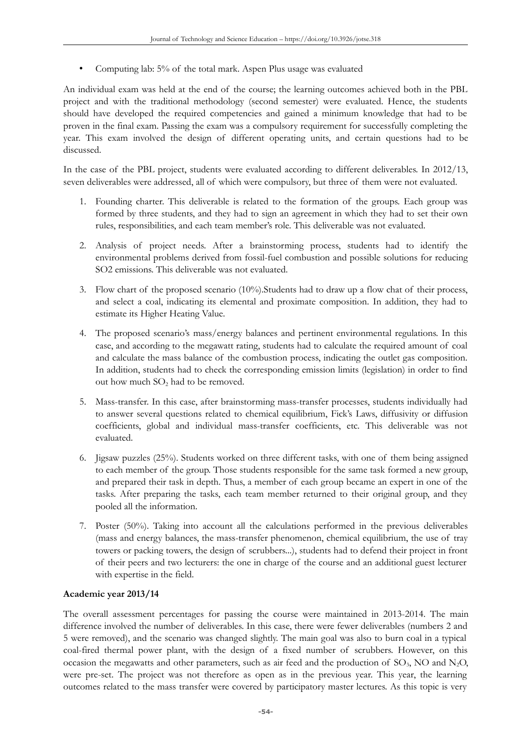- Computing lab: 5% of the total mark. Aspen Plus usage was evaluated

An individual exam was held at the end of the course; the learning outcomes achieved both in the PBL project and with the traditional methodology (second semester) were evaluated. Hence, the students should have developed the required competencies and gained a minimum knowledge that had to be proven in the final exam. Passing the exam was a compulsory requirement for successfully completing the year. This exam involved the design of different operating units, and certain questions had to be discussed.

In the case of the PBL project, students were evaluated according to different deliverables. In 2012/13, seven deliverables were addressed, all of which were compulsory, but three of them were not evaluated.

1. Founding charter. This deliverable is related to the formation of the groups. Each group was formed by three students, and they had to sign an agreement in which they had to set their own rules, responsibilities, and each team member's role. This deliverable was not evaluated.

2. Analysis of project needs. After a brainstorming process, students had to identify the environmental problems derived from fossil-fuel combustion and possible solutions for reducing SO2 emissions. This deliverable was not evaluated.

3. Flow chart of the proposed scenario (10%).Students had to draw up a flow chat of their process, and select a coal, indicating its elemental and proximate composition. In addition, they had to estimate its Higher Heating Value.

4. The proposed scenario's mass/energy balances and pertinent environmental regulations. In this case, and according to the megawatt rating, students had to calculate the required amount of coal and calculate the mass balance of the combustion process, indicating the outlet gas composition. In addition, students had to check the corresponding emission limits (legislation) in order to find out how much $SO_2$ had to be removed.

5. Mass-transfer. In this case, after brainstorming mass-transfer processes, students individually had to answer several questions related to chemical equilibrium, Fick's Laws, diffusivity or diffusion coefficients, global and individual mass-transfer coefficients, etc. This deliverable was not evaluated.

6. Jigsaw puzzles (25%). Students worked on three different tasks, with one of them being assigned to each member of the group. Those students responsible for the same task formed a new group, and prepared their task in depth. Thus, a member of each group became an expert in one of the tasks. After preparing the tasks, each team member returned to their original group, and they pooled all the information.

7. Poster (50%). Taking into account all the calculations performed in the previous deliverables (mass and energy balances, the mass-transfer phenomenon, chemical equilibrium, the use of tray towers or packing towers, the design of scrubbers...), students had to defend their project in front of their peers and two lecturers: the one in charge of the course and an additional guest lecturer with expertise in the field.

**Academic year 2013/14**

The overall assessment percentages for passing the course were maintained in 2013-2014. The main difference involved the number of deliverables. In this case, there were fewer deliverables (numbers 2 and 5 were removed), and the scenario was changed slightly. The main goal was also to burn coal in a typical coal-fired thermal power plant, with the design of a fixed number of scrubbers. However, on this occasion the megawatts and other parameters, such as air feed and the production of $SO_3$, NO and $N_2O$, were pre-set. The project was not therefore as open as in the previous year. This year, the learning outcomes related to the mass transfer were covered by participatory master lectures. As this topic is very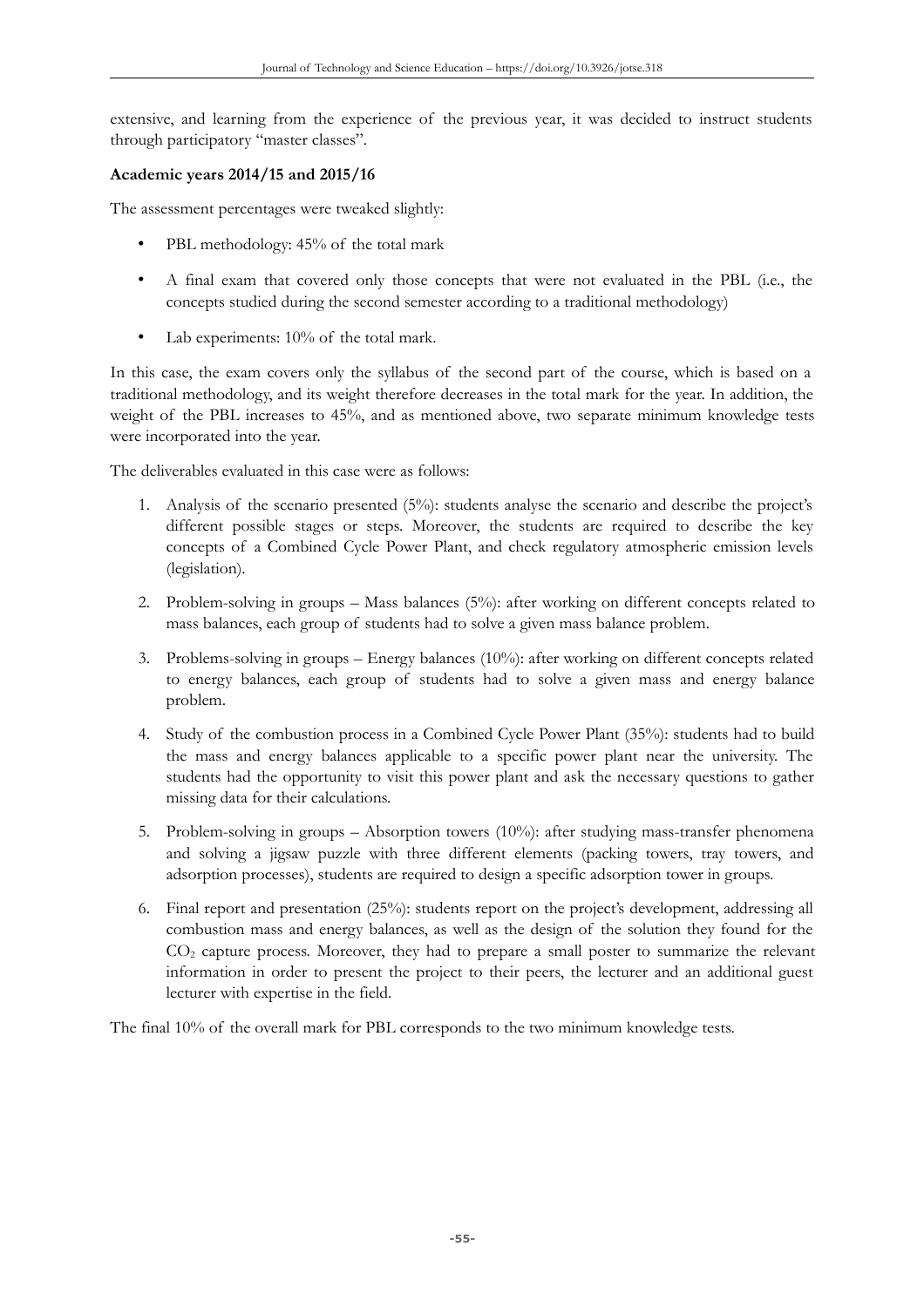extensive, and learning from the experience of the previous year, it was decided to instruct students through participatory "master classes".

**Academic years 2014/15 and 2015/16**

The assessment percentages were tweaked slightly:

- PBL methodology: 45% of the total mark
- A final exam that covered only those concepts that were not evaluated in the PBL (i.e., the concepts studied during the second semester according to a traditional methodology)
- Lab experiments: 10% of the total mark.

In this case, the exam covers only the syllabus of the second part of the course, which is based on a traditional methodology, and its weight therefore decreases in the total mark for the year. In addition, the weight of the PBL increases to 45%, and as mentioned above, two separate minimum knowledge tests were incorporated into the year.

The deliverables evaluated in this case were as follows:

1. Analysis of the scenario presented (5%): students analyse the scenario and describe the project's different possible stages or steps. Moreover, the students are required to describe the key concepts of a Combined Cycle Power Plant, and check regulatory atmospheric emission levels (legislation).
2. Problem-solving in groups – Mass balances (5%): after working on different concepts related to mass balances, each group of students had to solve a given mass balance problem.
3. Problems-solving in groups – Energy balances (10%): after working on different concepts related to energy balances, each group of students had to solve a given mass and energy balance problem.
4. Study of the combustion process in a Combined Cycle Power Plant (35%): students had to build the mass and energy balances applicable to a specific power plant near the university. The students had the opportunity to visit this power plant and ask the necessary questions to gather missing data for their calculations.
5. Problem-solving in groups – Absorption towers (10%): after studying mass-transfer phenomena and solving a jigsaw puzzle with three different elements (packing towers, tray towers, and adsorption processes), students are required to design a specific adsorption tower in groups.
6. Final report and presentation (25%): students report on the project's development, addressing all combustion mass and energy balances, as well as the design of the solution they found for the $CO_2$ capture process. Moreover, they had to prepare a small poster to summarize the relevant information in order to present the project to their peers, the lecturer and an additional guest lecturer with expertise in the field.

The final 10% of the overall mark for PBL corresponds to the two minimum knowledge tests.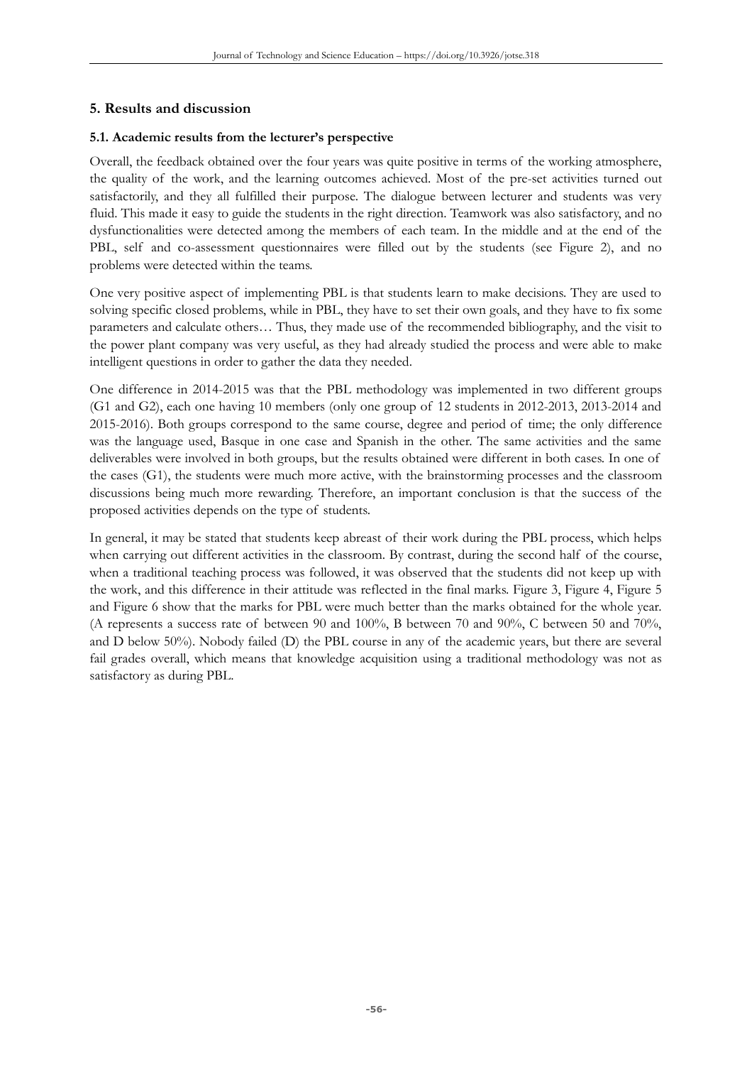## 5. Results and discussion

### 5.1. Academic results from the lecturer's perspective

Overall, the feedback obtained over the four years was quite positive in terms of the working atmosphere, the quality of the work, and the learning outcomes achieved. Most of the pre-set activities turned out satisfactorily, and they all fulfilled their purpose. The dialogue between lecturer and students was very fluid. This made it easy to guide the students in the right direction. Teamwork was also satisfactory, and no dysfunctionalities were detected among the members of each team. In the middle and at the end of the PBL, self and co-assessment questionnaires were filled out by the students (see Figure 2), and no problems were detected within the teams.

One very positive aspect of implementing PBL is that students learn to make decisions. They are used to solving specific closed problems, while in PBL, they have to set their own goals, and they have to fix some parameters and calculate others… Thus, they made use of the recommended bibliography, and the visit to the power plant company was very useful, as they had already studied the process and were able to make intelligent questions in order to gather the data they needed.

One difference in 2014-2015 was that the PBL methodology was implemented in two different groups (G1 and G2), each one having 10 members (only one group of 12 students in 2012-2013, 2013-2014 and 2015-2016). Both groups correspond to the same course, degree and period of time; the only difference was the language used, Basque in one case and Spanish in the other. The same activities and the same deliverables were involved in both groups, but the results obtained were different in both cases. In one of the cases (G1), the students were much more active, with the brainstorming processes and the classroom discussions being much more rewarding. Therefore, an important conclusion is that the success of the proposed activities depends on the type of students.

In general, it may be stated that students keep abreast of their work during the PBL process, which helps when carrying out different activities in the classroom. By contrast, during the second half of the course, when a traditional teaching process was followed, it was observed that the students did not keep up with the work, and this difference in their attitude was reflected in the final marks. Figure 3, Figure 4, Figure 5 and Figure 6 show that the marks for PBL were much better than the marks obtained for the whole year. (A represents a success rate of between 90 and 100%, B between 70 and 90%, C between 50 and 70%, and D below 50%). Nobody failed (D) the PBL course in any of the academic years, but there are several fail grades overall, which means that knowledge acquisition using a traditional methodology was not as satisfactory as during PBL.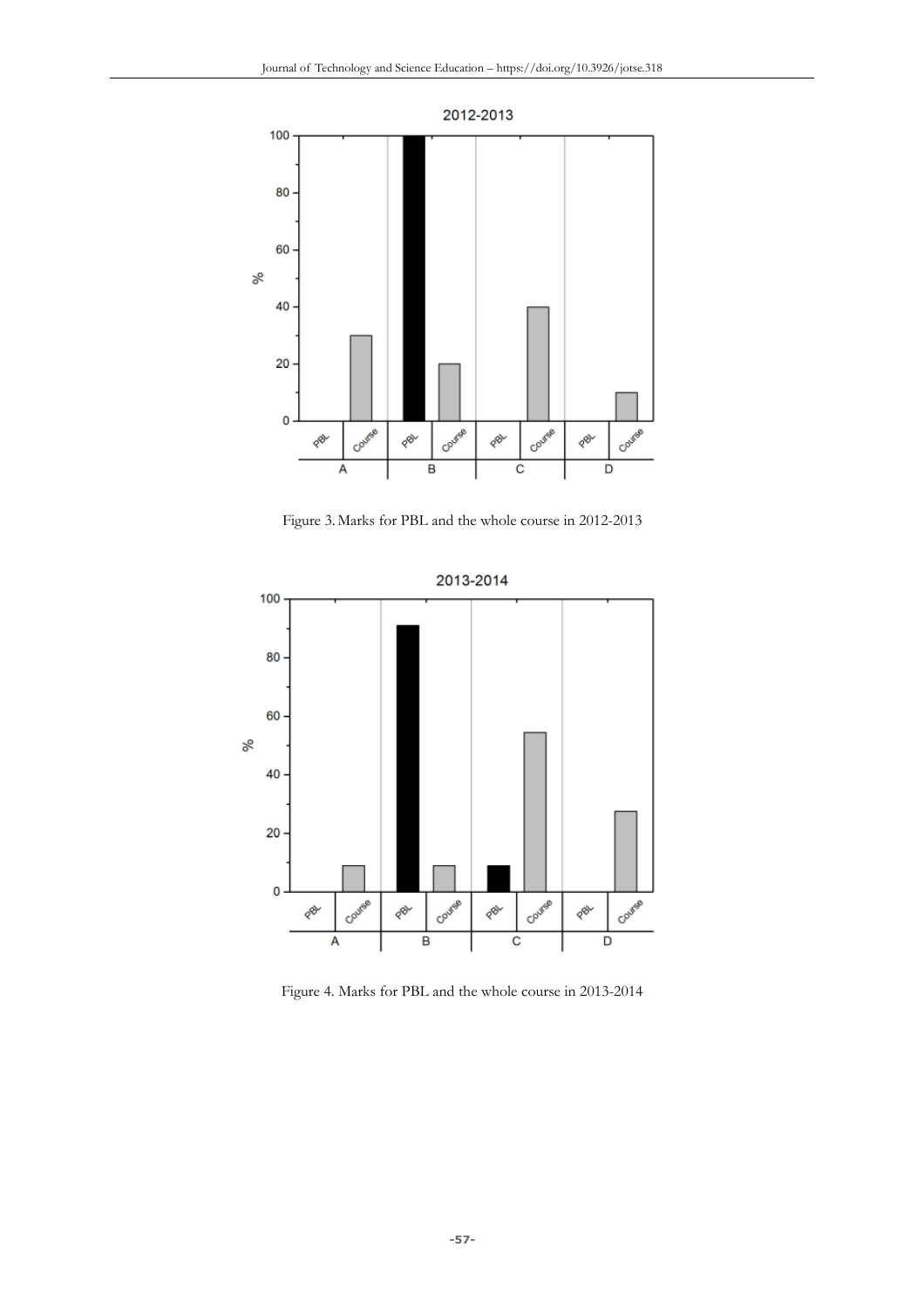2012-2013

100
80
60
40
20
0

%

PBL Course PBL Course PBL Course PBL Course

A B C D

Figure 3. Marks for PBL and the whole course in 2012-2013

2013-2014

100
80
60
40
20
0

%

PBL Course PBL Course PBL Course PBL Course

A B C D

Figure 4. Marks for PBL and the whole course in 2013-2014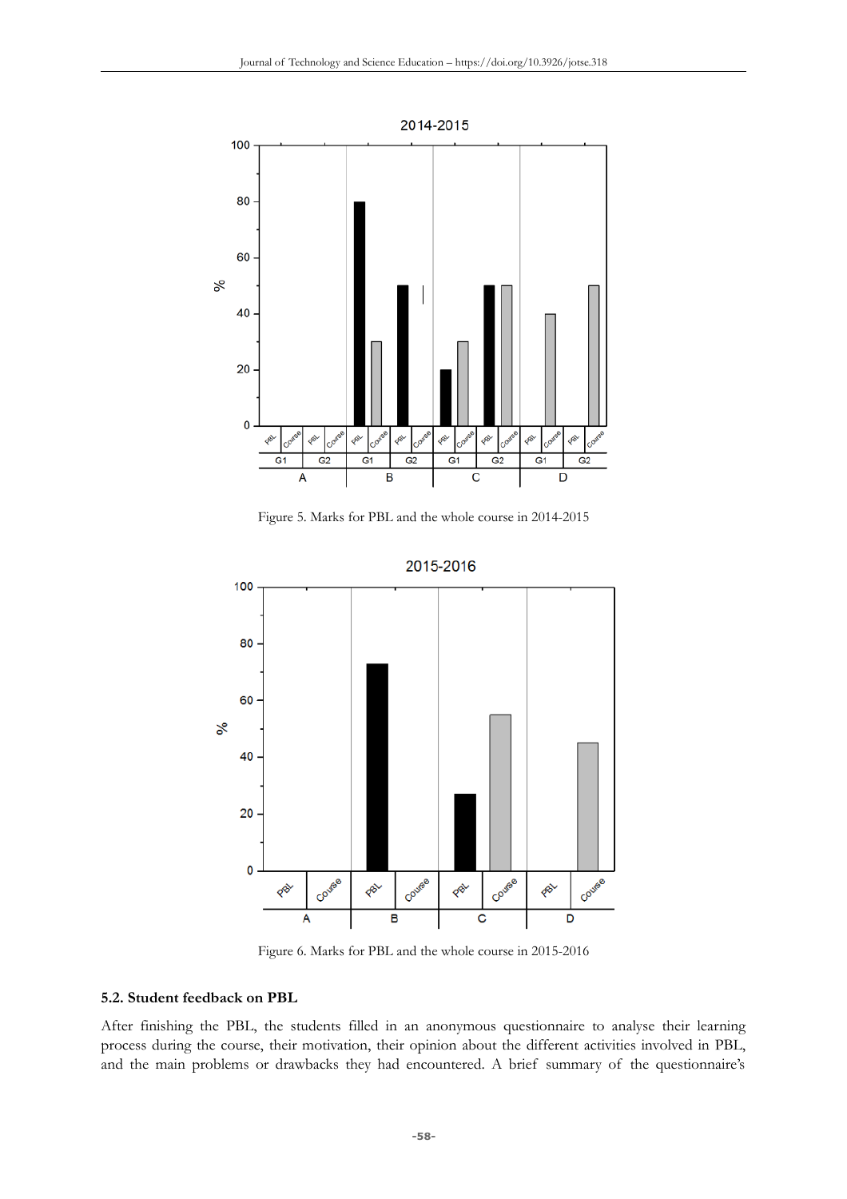Figure 5. Marks for PBL and the whole course in 2014-2015

Figure 6. Marks for PBL and the whole course in 2015-2016

### 5.2. Student feedback on PBL

After finishing the PBL, the students filled in an anonymous questionnaire to analyse their learning process during the course, their motivation, their opinion about the different activities involved in PBL, and the main problems or drawbacks they had encountered. A brief summary of the questionnaire's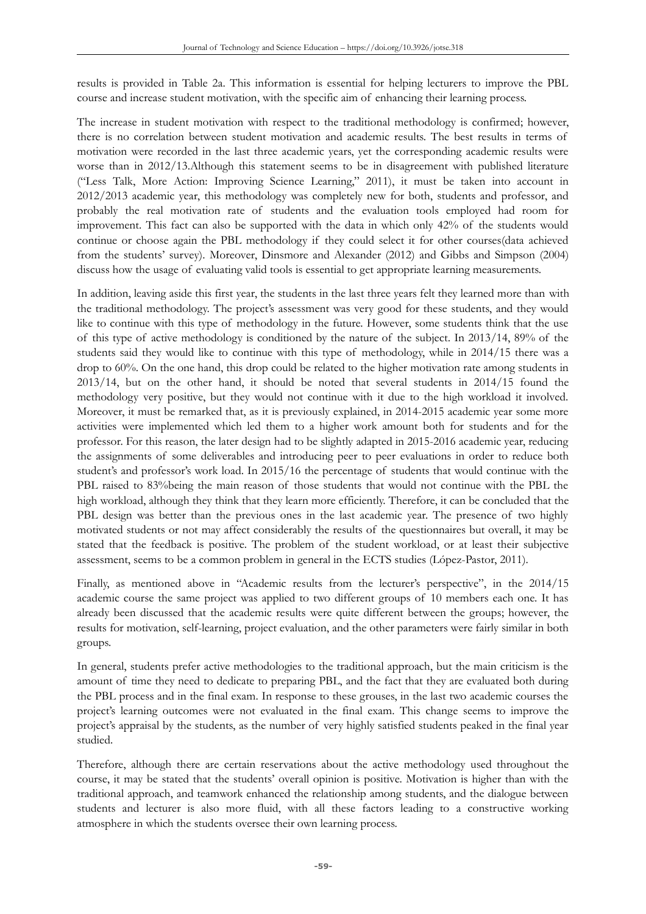results is provided in Table 2a. This information is essential for helping lecturers to improve the PBL course and increase student motivation, with the specific aim of enhancing their learning process.

The increase in student motivation with respect to the traditional methodology is confirmed; however, there is no correlation between student motivation and academic results. The best results in terms of motivation were recorded in the last three academic years, yet the corresponding academic results were worse than in 2012/13.Although this statement seems to be in disagreement with published literature ("Less Talk, More Action: Improving Science Learning," 2011), it must be taken into account in 2012/2013 academic year, this methodology was completely new for both, students and professor, and probably the real motivation rate of students and the evaluation tools employed had room for improvement. This fact can also be supported with the data in which only 42% of the students would continue or choose again the PBL methodology if they could select it for other courses(data achieved from the students' survey). Moreover, Dinsmore and Alexander (2012) and Gibbs and Simpson (2004) discuss how the usage of evaluating valid tools is essential to get appropriate learning measurements.

In addition, leaving aside this first year, the students in the last three years felt they learned more than with the traditional methodology. The project's assessment was very good for these students, and they would like to continue with this type of methodology in the future. However, some students think that the use of this type of active methodology is conditioned by the nature of the subject. In 2013/14, 89% of the students said they would like to continue with this type of methodology, while in 2014/15 there was a drop to 60%. On the one hand, this drop could be related to the higher motivation rate among students in 2013/14, but on the other hand, it should be noted that several students in 2014/15 found the methodology very positive, but they would not continue with it due to the high workload it involved. Moreover, it must be remarked that, as it is previously explained, in 2014-2015 academic year some more activities were implemented which led them to a higher work amount both for students and for the professor. For this reason, the later design had to be slightly adapted in 2015-2016 academic year, reducing the assignments of some deliverables and introducing peer to peer evaluations in order to reduce both student's and professor's work load. In 2015/16 the percentage of students that would continue with the PBL raised to 83%being the main reason of those students that would not continue with the PBL the high workload, although they think that they learn more efficiently. Therefore, it can be concluded that the PBL design was better than the previous ones in the last academic year. The presence of two highly motivated students or not may affect considerably the results of the questionnaires but overall, it may be stated that the feedback is positive. The problem of the student workload, or at least their subjective assessment, seems to be a common problem in general in the ECTS studies (López-Pastor, 2011).

Finally, as mentioned above in "Academic results from the lecturer's perspective", in the 2014/15 academic course the same project was applied to two different groups of 10 members each one. It has already been discussed that the academic results were quite different between the groups; however, the results for motivation, self-learning, project evaluation, and the other parameters were fairly similar in both groups.

In general, students prefer active methodologies to the traditional approach, but the main criticism is the amount of time they need to dedicate to preparing PBL, and the fact that they are evaluated both during the PBL process and in the final exam. In response to these grouses, in the last two academic courses the project's learning outcomes were not evaluated in the final exam. This change seems to improve the project's appraisal by the students, as the number of very highly satisfied students peaked in the final year studied.

Therefore, although there are certain reservations about the active methodology used throughout the course, it may be stated that the students' overall opinion is positive. Motivation is higher than with the traditional approach, and teamwork enhanced the relationship among students, and the dialogue between students and lecturer is also more fluid, with all these factors leading to a constructive working atmosphere in which the students oversee their own learning process.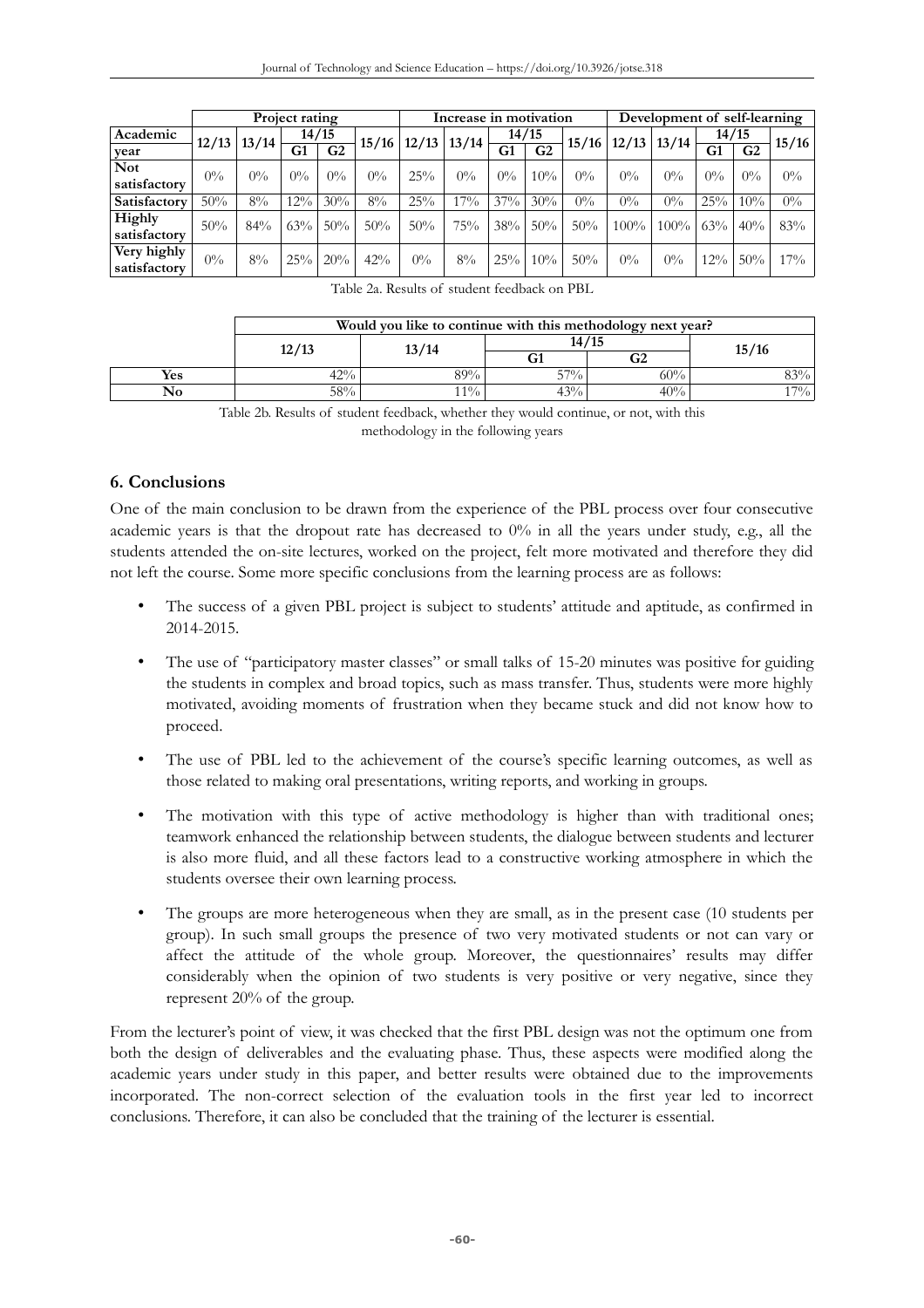| | Project rating | | | | | Increase in motivation | | | | | Development of self-learning | | | | |
|---|---|---|---|---|---|---|---|---|---|---|---|---|---|---|---|
| Academic year | 12/13 | 13/14 | 14/15 | | 15/16 | 12/13 | 13/14 | 14/15 | | 15/16 | 12/13 | 13/14 | 14/15 | | 15/16 |
| | | | G1 | G2 | | | | G1 | G2 | | | | G1 | G2 | |
| Not satisfactory | 0% | 0% | 0% | 0% | 0% | 25% | 0% | 0% | 10% | 0% | 0% | 0% | 0% | 0% | 0% |
| Satisfactory | 50% | 8% | 12% | 30% | 8% | 25% | 17% | 37% | 30% | 0% | 0% | 0% | 25% | 10% | 0% |
| Highly satisfactory | 50% | 84% | 63% | 50% | 50% | 50% | 75% | 38% | 50% | 50% | 100% | 100% | 63% | 40% | 83% |
| Very highly satisfactory | 0% | 8% | 25% | 20% | 42% | 0% | 8% | 25% | 10% | 50% | 0% | 0% | 12% | 50% | 17% |

Table 2a. Results of student feedback on PBL

| | Would you like to continue with this methodology next year? | | | | |
|---|---|---|---|---|---|
| | 12/13 | 13/14 | 14/15 | | 15/16 |
| | | | G1 | G2 | |
| Yes | 42% | 89% | 57% | 60% | 83% |
| No | 58% | 11% | 43% | 40% | 17% |

Table 2b. Results of student feedback, whether they would continue, or not, with this methodology in the following years

## 6. Conclusions

One of the main conclusion to be drawn from the experience of the PBL process over four consecutive academic years is that the dropout rate has decreased to 0% in all the years under study, e.g., all the students attended the on-site lectures, worked on the project, felt more motivated and therefore they did not left the course. Some more specific conclusions from the learning process are as follows:

- The success of a given PBL project is subject to students' attitude and aptitude, as confirmed in 2014-2015.
- The use of "participatory master classes" or small talks of 15-20 minutes was positive for guiding the students in complex and broad topics, such as mass transfer. Thus, students were more highly motivated, avoiding moments of frustration when they became stuck and did not know how to proceed.
- The use of PBL led to the achievement of the course's specific learning outcomes, as well as those related to making oral presentations, writing reports, and working in groups.
- The motivation with this type of active methodology is higher than with traditional ones; teamwork enhanced the relationship between students, the dialogue between students and lecturer is also more fluid, and all these factors lead to a constructive working atmosphere in which the students oversee their own learning process.
- The groups are more heterogeneous when they are small, as in the present case (10 students per group). In such small groups the presence of two very motivated students or not can vary or affect the attitude of the whole group. Moreover, the questionnaires' results may differ considerably when the opinion of two students is very positive or very negative, since they represent 20% of the group.

From the lecturer's point of view, it was checked that the first PBL design was not the optimum one from both the design of deliverables and the evaluating phase. Thus, these aspects were modified along the academic years under study in this paper, and better results were obtained due to the improvements incorporated. The non-correct selection of the evaluation tools in the first year led to incorrect conclusions. Therefore, it can also be concluded that the training of the lecturer is essential.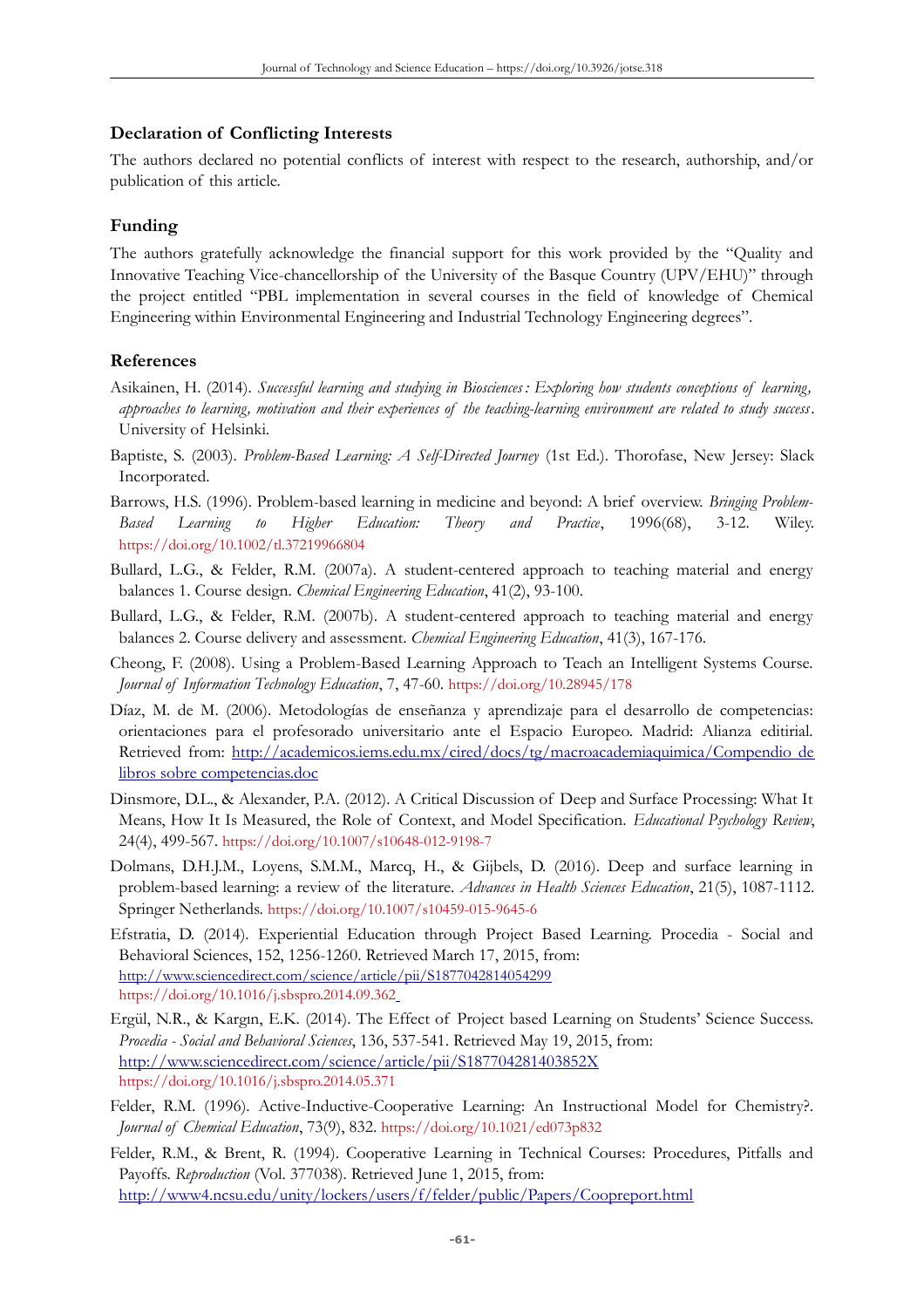## Declaration of Conflicting Interests

The authors declared no potential conflicts of interest with respect to the research, authorship, and/or publication of this article.

## Funding

The authors gratefully acknowledge the financial support for this work provided by the "Quality and Innovative Teaching Vice-chancellorship of the University of the Basque Country (UPV/EHU)" through the project entitled "PBL implementation in several courses in the field of knowledge of Chemical Engineering within Environmental Engineering and Industrial Technology Engineering degrees".

## References

Asikainen, H. (2014). *Successful learning and studying in Biosciences: Exploring how students conceptions of learning, approaches to learning, motivation and their experiences of the teaching-learning environment are related to study success*. University of Helsinki.

Baptiste, S. (2003). *Problem-Based Learning: A Self-Directed Journey* (1st Ed.). Thorofase, New Jersey: Slack Incorporated.

Barrows, H.S. (1996). Problem-based learning in medicine and beyond: A brief overview. *Bringing Problem-Based Learning to Higher Education: Theory and Practice*, 1996(68), 3-12. Wiley. https://doi.org/10.1002/tl.37219966804

Bullard, L.G., & Felder, R.M. (2007a). A student-centered approach to teaching material and energy balances 1. Course design. *Chemical Engineering Education*, 41(2), 93-100.

Bullard, L.G., & Felder, R.M. (2007b). A student-centered approach to teaching material and energy balances 2. Course delivery and assessment. *Chemical Engineering Education*, 41(3), 167-176.

Cheong, F. (2008). Using a Problem-Based Learning Approach to Teach an Intelligent Systems Course. *Journal of Information Technology Education*, 7, 47-60. https://doi.org/10.28945/178

Díaz, M. de M. (2006). Metodologías de enseñanza y aprendizaje para el desarrollo de competencias: orientaciones para el profesorado universitario ante el Espacio Europeo. Madrid: Alianza editirial. Retrieved from: http://academicos.iems.edu.mx/cired/docs/tg/macroacademiaquimica/Compendio de libros sobre competencias.doc

Dinsmore, D.L., & Alexander, P.A. (2012). A Critical Discussion of Deep and Surface Processing: What It Means, How It Is Measured, the Role of Context, and Model Specification. *Educational Psychology Review*, 24(4), 499-567. https://doi.org/10.1007/s10648-012-9198-7

Dolmans, D.H.J.M., Loyens, S.M.M., Marcq, H., & Gijbels, D. (2016). Deep and surface learning in problem-based learning: a review of the literature. *Advances in Health Sciences Education*, 21(5), 1087-1112. Springer Netherlands. https://doi.org/10.1007/s10459-015-9645-6

Efstratia, D. (2014). Experiential Education through Project Based Learning. Procedia - Social and Behavioral Sciences, 152, 1256-1260. Retrieved March 17, 2015, from: http://www.sciencedirect.com/science/article/pii/S1877042814054299 https://doi.org/10.1016/j.sbspro.2014.09.362

Ergül, N.R., & Kargın, E.K. (2014). The Effect of Project based Learning on Students' Science Success. *Procedia - Social and Behavioral Sciences*, 136, 537-541. Retrieved May 19, 2015, from: http://www.sciencedirect.com/science/article/pii/S187704281403852X https://doi.org/10.1016/j.sbspro.2014.05.371

Felder, R.M. (1996). Active-Inductive-Cooperative Learning: An Instructional Model for Chemistry?. *Journal of Chemical Education*, 73(9), 832. https://doi.org/10.1021/ed073p832

Felder, R.M., & Brent, R. (1994). Cooperative Learning in Technical Courses: Procedures, Pitfalls and Payoffs. *Reproduction* (Vol. 377038). Retrieved June 1, 2015, from: http://www4.ncsu.edu/unity/lockers/users/f/felder/public/Papers/Coopreport.html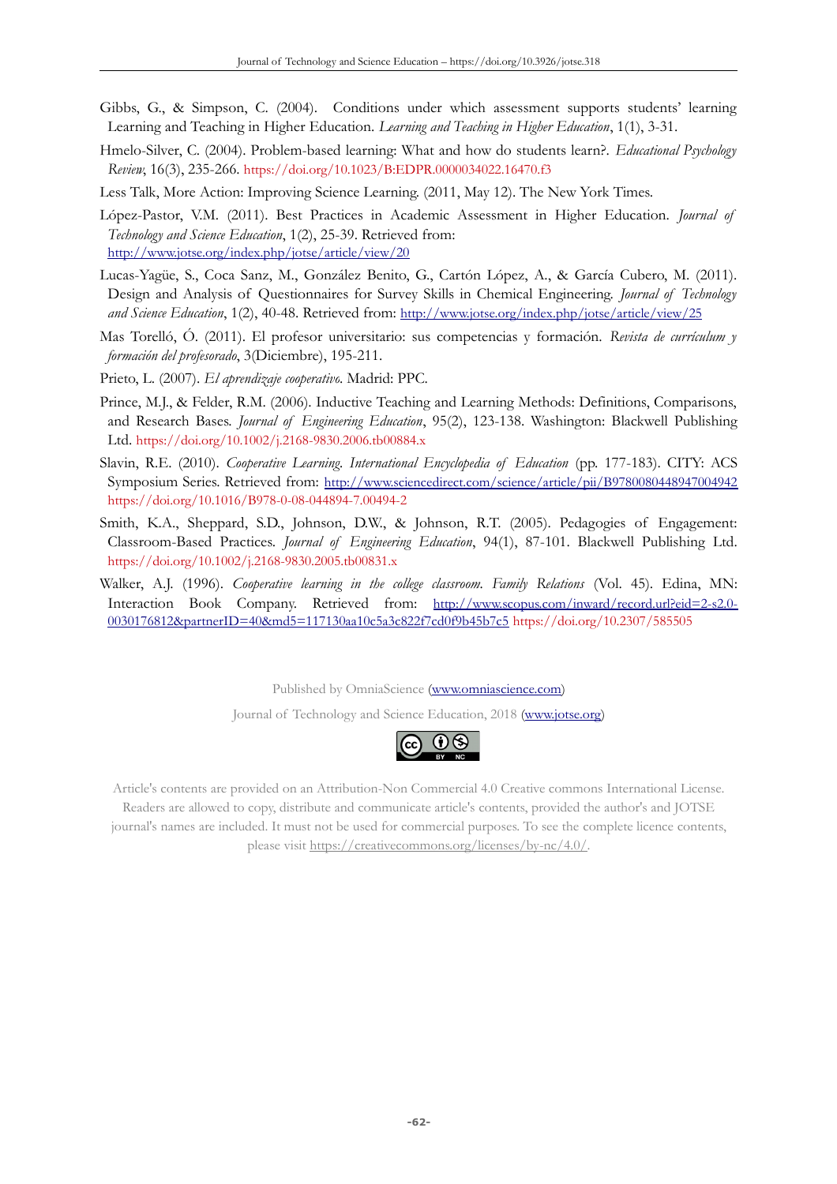Gibbs, G., & Simpson, C. (2004). Conditions under which assessment supports students' learning Learning and Teaching in Higher Education. *Learning and Teaching in Higher Education*, 1(1), 3-31.

Hmelo-Silver, C. (2004). Problem-based learning: What and how do students learn?. *Educational Psychology Review*, 16(3), 235-266. https://doi.org/10.1023/B:EDPR.0000034022.16470.f3

Less Talk, More Action: Improving Science Learning. (2011, May 12). The New York Times.

López-Pastor, V.M. (2011). Best Practices in Academic Assessment in Higher Education. *Journal of Technology and Science Education*, 1(2), 25-39. Retrieved from: http://www.jotse.org/index.php/jotse/article/view/20

Lucas-Yagüe, S., Coca Sanz, M., González Benito, G., Cartón López, A., & García Cubero, M. (2011). Design and Analysis of Questionnaires for Survey Skills in Chemical Engineering. *Journal of Technology and Science Education*, 1(2), 40-48. Retrieved from: http://www.jotse.org/index.php/jotse/article/view/25

Mas Torelló, Ó. (2011). El profesor universitario: sus competencias y formación. *Revista de currículum y formación del profesorado*, 3(Diciembre), 195-211.

Prieto, L. (2007). *El aprendizaje cooperativo*. Madrid: PPC.

Prince, M.J., & Felder, R.M. (2006). Inductive Teaching and Learning Methods: Definitions, Comparisons, and Research Bases. *Journal of Engineering Education*, 95(2), 123-138. Washington: Blackwell Publishing Ltd. https://doi.org/10.1002/j.2168-9830.2006.tb00884.x

Slavin, R.E. (2010). *Cooperative Learning. International Encyclopedia of Education* (pp. 177-183). CITY: ACS Symposium Series. Retrieved from: http://www.sciencedirect.com/science/article/pii/B9780080448947004942 https://doi.org/10.1016/B978-0-08-044894-7.00494-2

Smith, K.A., Sheppard, S.D., Johnson, D.W., & Johnson, R.T. (2005). Pedagogies of Engagement: Classroom-Based Practices. *Journal of Engineering Education*, 94(1), 87-101. Blackwell Publishing Ltd. https://doi.org/10.1002/j.2168-9830.2005.tb00831.x

Walker, A.J. (1996). *Cooperative learning in the college classroom. Family Relations* (Vol. 45). Edina, MN: Interaction Book Company. Retrieved from: http://www.scopus.com/inward/record.url?eid=2-s2.0-0030176812&partnerID=40&md5=117130aa10c5a3c822f7cd0f9b45b7c5 https://doi.org/10.2307/585505

Published by OmniaScience (www.omniascience.com)

Journal of Technology and Science Education, 2018 (www.jotse.org)

Article's contents are provided on an Attribution-Non Commercial 4.0 Creative commons International License. Readers are allowed to copy, distribute and communicate article's contents, provided the author's and JOTSE journal's names are included. It must not be used for commercial purposes. To see the complete licence contents, please visit https://creativecommons.org/licenses/by-nc/4.0/.